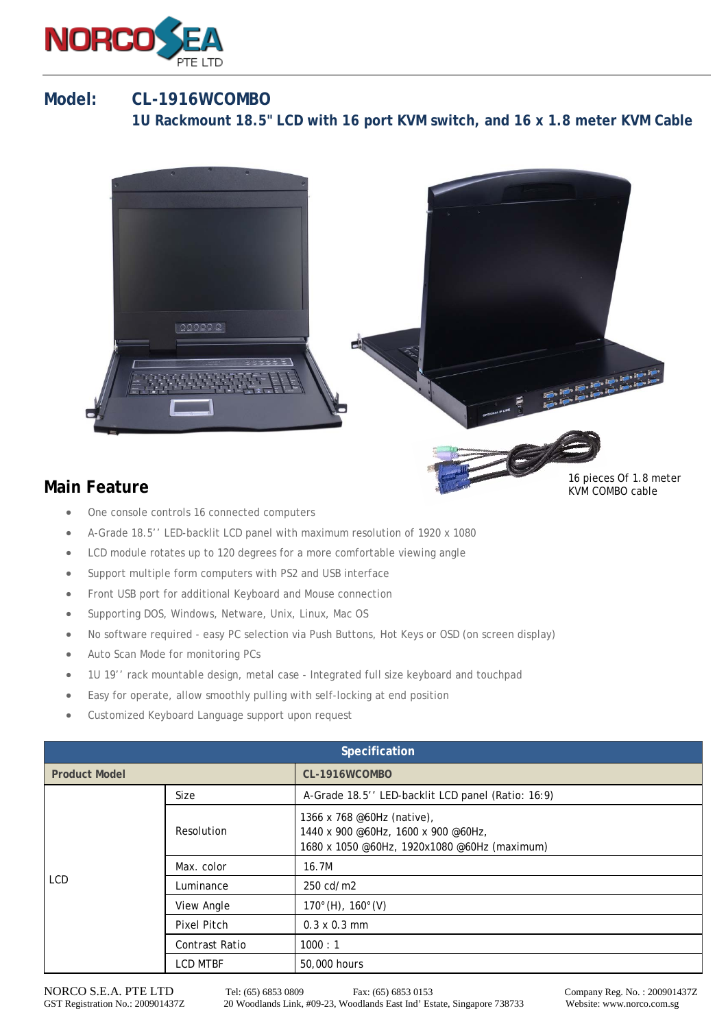# Model: CL-1916WCOMBO

**1U Rackmount 18.5" LCD with 16 port KVM switch, and 16 x 1.8 meter KVM Cable**

16 pieces Of 1.8 meter KVM COMBO cable

## Main Feature

- One console controls 16 connected computers
- A-Grade 18.5'' LED-backlit LCD panel with maximum resolution of 1920 x 1080
- LCD module rotates up to 120 degrees for a more comfortable viewing angle
- Support multiple form computers with PS2 and USB interface
- Front USB port for additional Keyboard and Mouse connection
- Supporting DOS, Windows, Netware, Unix, Linux, Mac OS
- No software required - easy PC selection via Push Buttons, Hot Keys or OSD (on screen display)
- Auto Scan Mode for monitoring PCs
- 1U 19'' rack mountable design, metal case - Integrated full size keyboard and touchpad
- Easy for operate, allow smoothly pulling with self-locking at end position
- Customized Keyboard Language support upon request

| Specification | | |
|---|---|---|
| **Product Model** | | **CL-1916WCOMBO** |
| LCD | Size | A-Grade 18.5'' LED-backlit LCD panel (Ratio: 16:9) |
| | Resolution | 1366 x 768 @60Hz (native),<br>1440 x 900 @60Hz, 1600 x 900 @60Hz,<br>1680 x 1050 @60Hz, 1920x1080 @60Hz (maximum) |
| | Max. color | 16.7M |
| | Luminance | 250 cd/m2 |
| | View Angle | 170°(H), 160°(V) |
| | Pixel Pitch | 0.3 x 0.3 mm |
| | Contrast Ratio | 1000 : 1 |
| | LCD MTBF | 50,000 hours |

NORCO S.E.A. PTE LTD Tel: (65) 6853 0809 Fax: (65) 6853 0153 Company Reg. No. : 200901437Z
GST Registration No.: 200901437Z 20 Woodlands Link, #09-23, Woodlands East Ind' Estate, Singapore 738733 Website: www.norco.com.sg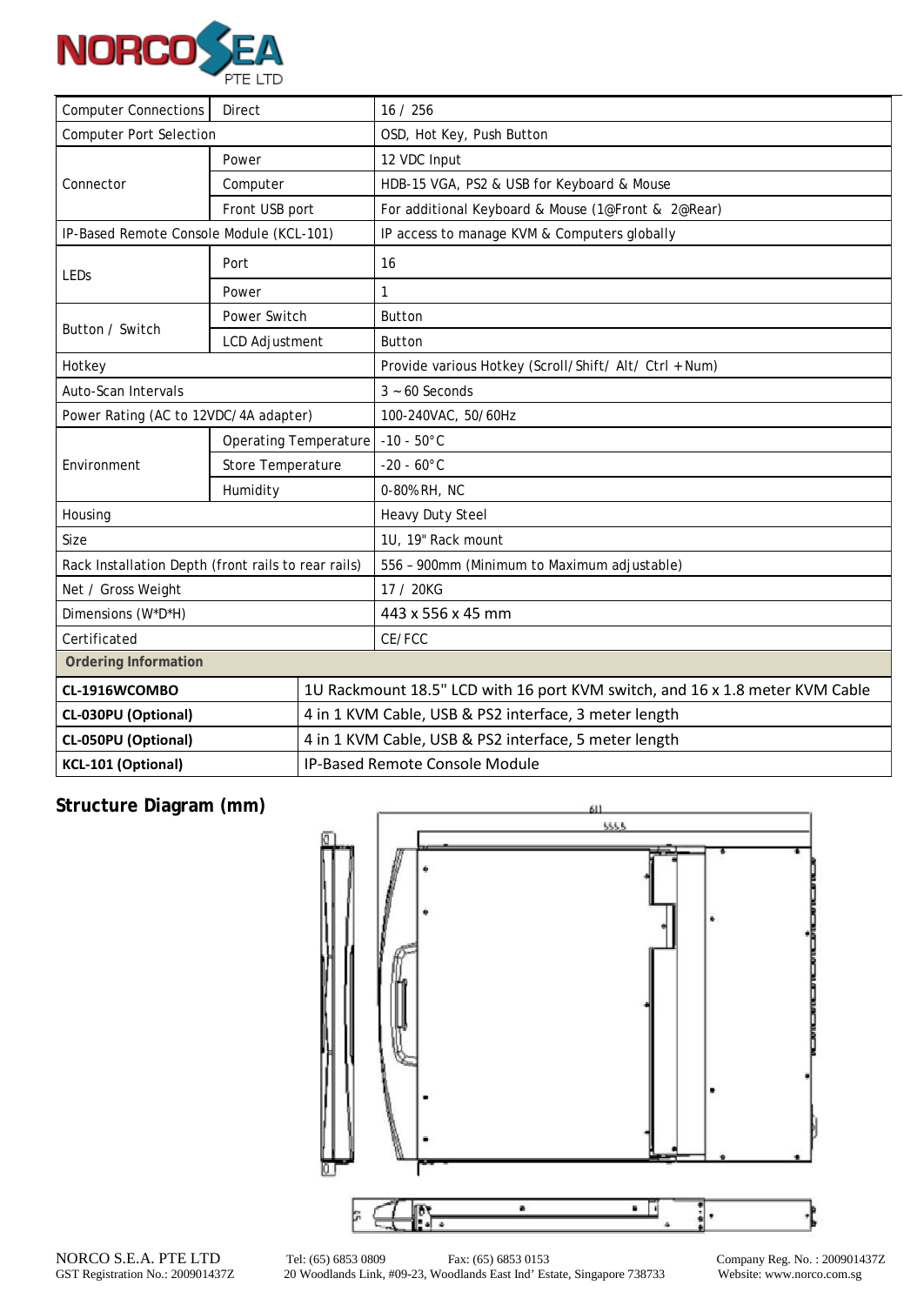| | | |
|---|---|---|
| Computer Connections | Direct | 16 / 256 |
| Computer Port Selection | | OSD, Hot Key, Push Button |
| Connector | Power | 12 VDC Input |
| | Computer | HDB-15 VGA, PS2 & USB for Keyboard & Mouse |
| | Front USB port | For additional Keyboard & Mouse (1@Front & 2@Rear) |
| IP-Based Remote Console Module (KCL-101) | | IP access to manage KVM & Computers globally |
| LEDs | Port | 16 |
| | Power | 1 |
| Button / Switch | Power Switch | Button |
| | LCD Adjustment | Button |
| Hotkey | | Provide various Hotkey (Scroll/Shift/ Alt/ Ctrl + Num) |
| Auto-Scan Intervals | | 3 ~ 60 Seconds |
| Power Rating (AC to 12VDC/4A adapter) | | 100-240VAC, 50/60Hz |
| Environment | Operating Temperature | -10 - 50°C |
| | Store Temperature | -20 - 60°C |
| | Humidity | 0-80% RH, NC |
| Housing | | Heavy Duty Steel |
| Size | | 1U, 19" Rack mount |
| Rack Installation Depth (front rails to rear rails) | | 556 – 900mm (Minimum to Maximum adjustable) |
| Net / Gross Weight | | 17 / 20KG |
| Dimensions (W*D*H) | | 443 x 556 x 45 mm |
| Certificated | | CE/FCC |

**Ordering Information**

| | |
|---|---|
| **CL-1916WCOMBO** | 1U Rackmount 18.5" LCD with 16 port KVM switch, and 16 x 1.8 meter KVM Cable |
| **CL-030PU (Optional)** | 4 in 1 KVM Cable, USB & PS2 interface, 3 meter length |
| **CL-050PU (Optional)** | 4 in 1 KVM Cable, USB & PS2 interface, 5 meter length |
| **KCL-101 (Optional)** | IP-Based Remote Console Module |

## Structure Diagram (mm)

611

555.5

NORCO S.E.A. PTE LTD Tel: (65) 6853 0809 Fax: (65) 6853 0153 Company Reg. No. : 200901437Z
GST Registration No.: 200901437Z 20 Woodlands Link, #09-23, Woodlands East Ind' Estate, Singapore 738733 Website: www.norco.com.sg